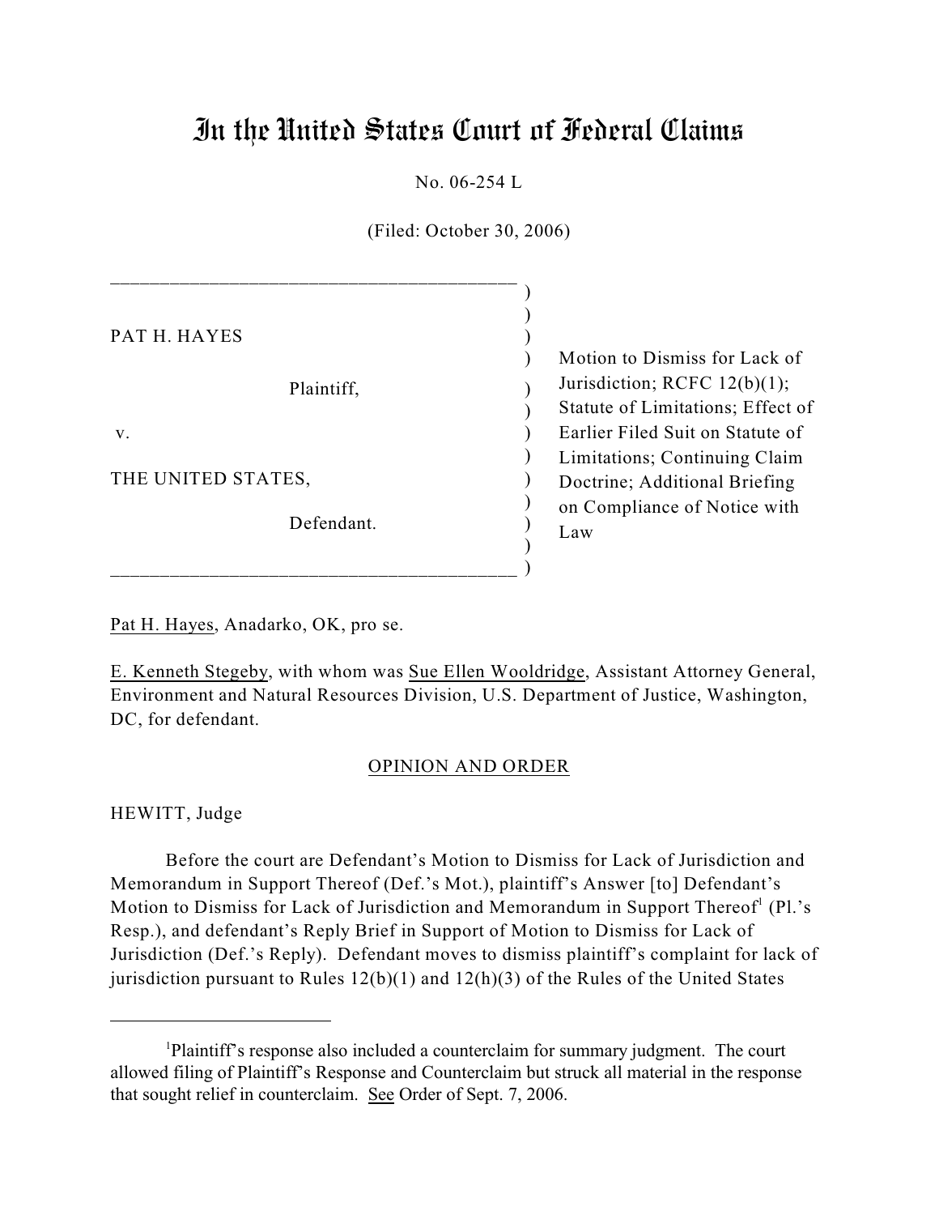# In the United States Court of Federal Claims

No. 06-254 L

(Filed: October 30, 2006)

| | |
|---|---|
| PAT H. HAYES, Plaintiff, v. THE UNITED STATES, Defendant. | Motion to Dismiss for Lack of Jurisdiction; RCFC 12(b)(1); Statute of Limitations; Effect of Earlier Filed Suit on Statute of Limitations; Continuing Claim Doctrine; Additional Briefing on Compliance of Notice with Law |

Pat H. Hayes, Anadarko, OK, pro se.

E. Kenneth Stegeby, with whom was Sue Ellen Wooldridge, Assistant Attorney General, Environment and Natural Resources Division, U.S. Department of Justice, Washington, DC, for defendant.

## OPINION AND ORDER

HEWITT, Judge

Before the court are Defendant's Motion to Dismiss for Lack of Jurisdiction and Memorandum in Support Thereof (Def.'s Mot.), plaintiff's Answer [to] Defendant's Motion to Dismiss for Lack of Jurisdiction and Memorandum in Support Thereof[1] (Pl.'s Resp.), and defendant's Reply Brief in Support of Motion to Dismiss for Lack of Jurisdiction (Def.'s Reply). Defendant moves to dismiss plaintiff's complaint for lack of jurisdiction pursuant to Rules 12(b)(1) and 12(h)(3) of the Rules of the United States

---

[1] Plaintiff's response also included a counterclaim for summary judgment. The court allowed filing of Plaintiff's Response and Counterclaim but struck all material in the response that sought relief in counterclaim. See Order of Sept. 7, 2006.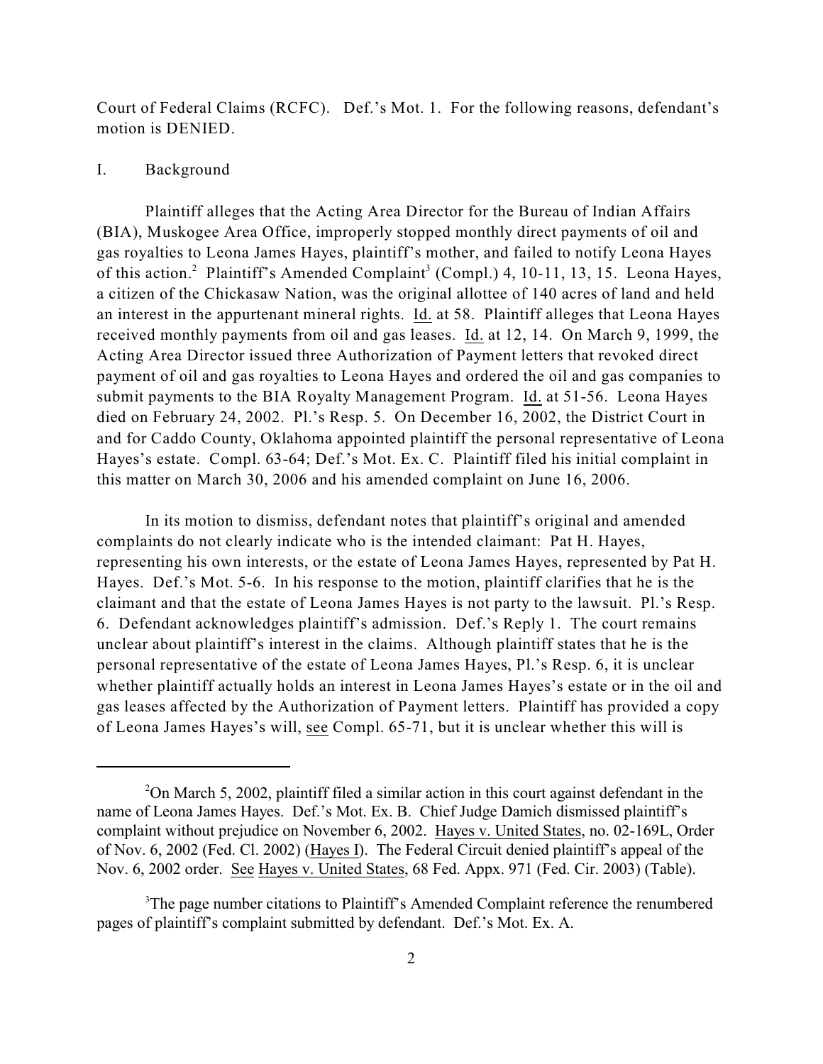Court of Federal Claims (RCFC). Def.'s Mot. 1. For the following reasons, defendant's motion is DENIED.

## I. Background

Plaintiff alleges that the Acting Area Director for the Bureau of Indian Affairs (BIA), Muskogee Area Office, improperly stopped monthly direct payments of oil and gas royalties to Leona James Hayes, plaintiff's mother, and failed to notify Leona Hayes of this action.[2] Plaintiff's Amended Complaint[3] (Compl.) 4, 10-11, 13, 15. Leona Hayes, a citizen of the Chickasaw Nation, was the original allottee of 140 acres of land and held an interest in the appurtenant mineral rights. Id. at 58. Plaintiff alleges that Leona Hayes received monthly payments from oil and gas leases. Id. at 12, 14. On March 9, 1999, the Acting Area Director issued three Authorization of Payment letters that revoked direct payment of oil and gas royalties to Leona Hayes and ordered the oil and gas companies to submit payments to the BIA Royalty Management Program. Id. at 51-56. Leona Hayes died on February 24, 2002. Pl.'s Resp. 5. On December 16, 2002, the District Court in and for Caddo County, Oklahoma appointed plaintiff the personal representative of Leona Hayes's estate. Compl. 63-64; Def.'s Mot. Ex. C. Plaintiff filed his initial complaint in this matter on March 30, 2006 and his amended complaint on June 16, 2006.

In its motion to dismiss, defendant notes that plaintiff's original and amended complaints do not clearly indicate who is the intended claimant: Pat H. Hayes, representing his own interests, or the estate of Leona James Hayes, represented by Pat H. Hayes. Def.'s Mot. 5-6. In his response to the motion, plaintiff clarifies that he is the claimant and that the estate of Leona James Hayes is not party to the lawsuit. Pl.'s Resp. 6. Defendant acknowledges plaintiff's admission. Def.'s Reply 1. The court remains unclear about plaintiff's interest in the claims. Although plaintiff states that he is the personal representative of the estate of Leona James Hayes, Pl.'s Resp. 6, it is unclear whether plaintiff actually holds an interest in Leona James Hayes's estate or in the oil and gas leases affected by the Authorization of Payment letters. Plaintiff has provided a copy of Leona James Hayes's will, see Compl. 65-71, but it is unclear whether this will is

---

[2] On March 5, 2002, plaintiff filed a similar action in this court against defendant in the name of Leona James Hayes. Def.'s Mot. Ex. B. Chief Judge Damich dismissed plaintiff's complaint without prejudice on November 6, 2002. Hayes v. United States, no. 02-169L, Order of Nov. 6, 2002 (Fed. Cl. 2002) (Hayes I). The Federal Circuit denied plaintiff's appeal of the Nov. 6, 2002 order. See Hayes v. United States, 68 Fed. Appx. 971 (Fed. Cir. 2003) (Table).

[3] The page number citations to Plaintiff's Amended Complaint reference the renumbered pages of plaintiff's complaint submitted by defendant. Def.'s Mot. Ex. A.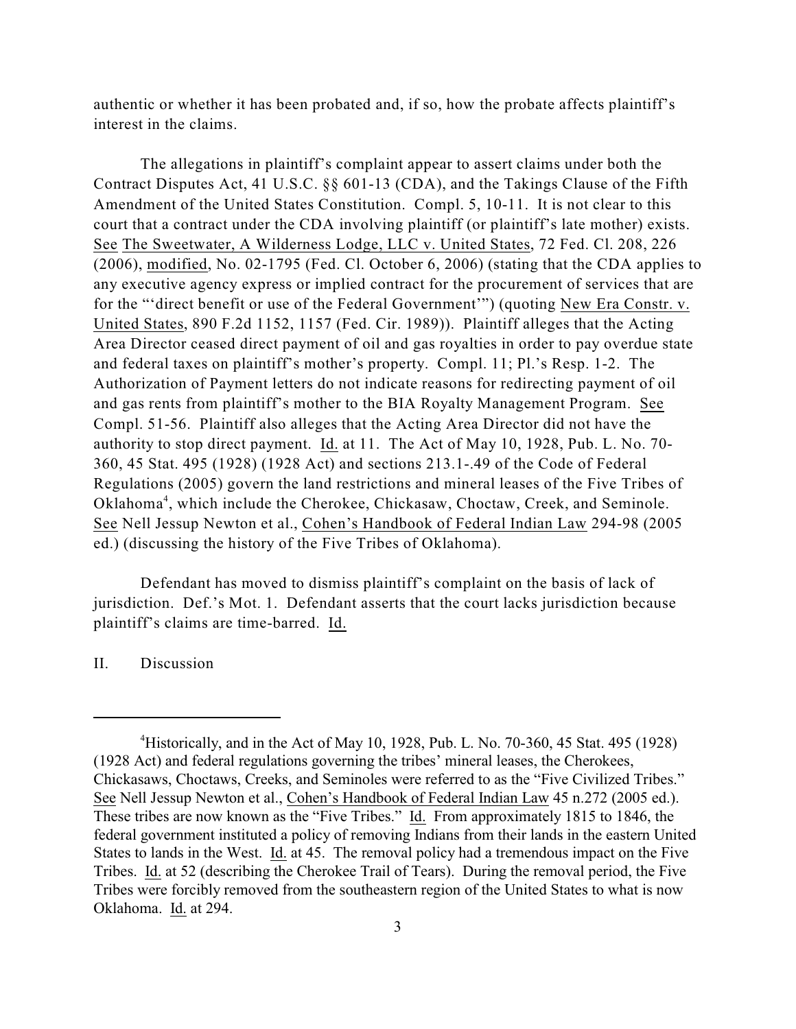authentic or whether it has been probated and, if so, how the probate affects plaintiff's interest in the claims.

The allegations in plaintiff's complaint appear to assert claims under both the Contract Disputes Act, 41 U.S.C. §§ 601-13 (CDA), and the Takings Clause of the Fifth Amendment of the United States Constitution. Compl. 5, 10-11. It is not clear to this court that a contract under the CDA involving plaintiff (or plaintiff's late mother) exists. See The Sweetwater, A Wilderness Lodge, LLC v. United States, 72 Fed. Cl. 208, 226 (2006), modified, No. 02-1795 (Fed. Cl. October 6, 2006) (stating that the CDA applies to any executive agency express or implied contract for the procurement of services that are for the "'direct benefit or use of the Federal Government'") (quoting New Era Constr. v. United States, 890 F.2d 1152, 1157 (Fed. Cir. 1989)). Plaintiff alleges that the Acting Area Director ceased direct payment of oil and gas royalties in order to pay overdue state and federal taxes on plaintiff's mother's property. Compl. 11; Pl.'s Resp. 1-2. The Authorization of Payment letters do not indicate reasons for redirecting payment of oil and gas rents from plaintiff's mother to the BIA Royalty Management Program. See Compl. 51-56. Plaintiff also alleges that the Acting Area Director did not have the authority to stop direct payment. Id. at 11. The Act of May 10, 1928, Pub. L. No. 70-360, 45 Stat. 495 (1928) (1928 Act) and sections 213.1-.49 of the Code of Federal Regulations (2005) govern the land restrictions and mineral leases of the Five Tribes of Oklahoma[4], which include the Cherokee, Chickasaw, Choctaw, Creek, and Seminole. See Nell Jessup Newton et al., Cohen's Handbook of Federal Indian Law 294-98 (2005 ed.) (discussing the history of the Five Tribes of Oklahoma).

Defendant has moved to dismiss plaintiff's complaint on the basis of lack of jurisdiction. Def.'s Mot. 1. Defendant asserts that the court lacks jurisdiction because plaintiff's claims are time-barred. Id.

## II. Discussion

---

[4]Historically, and in the Act of May 10, 1928, Pub. L. No. 70-360, 45 Stat. 495 (1928) (1928 Act) and federal regulations governing the tribes' mineral leases, the Cherokees, Chickasaws, Choctaws, Creeks, and Seminoles were referred to as the "Five Civilized Tribes." See Nell Jessup Newton et al., Cohen's Handbook of Federal Indian Law 45 n.272 (2005 ed.). These tribes are now known as the "Five Tribes." Id. From approximately 1815 to 1846, the federal government instituted a policy of removing Indians from their lands in the eastern United States to lands in the West. Id. at 45. The removal policy had a tremendous impact on the Five Tribes. Id. at 52 (describing the Cherokee Trail of Tears). During the removal period, the Five Tribes were forcibly removed from the southeastern region of the United States to what is now Oklahoma. Id. at 294.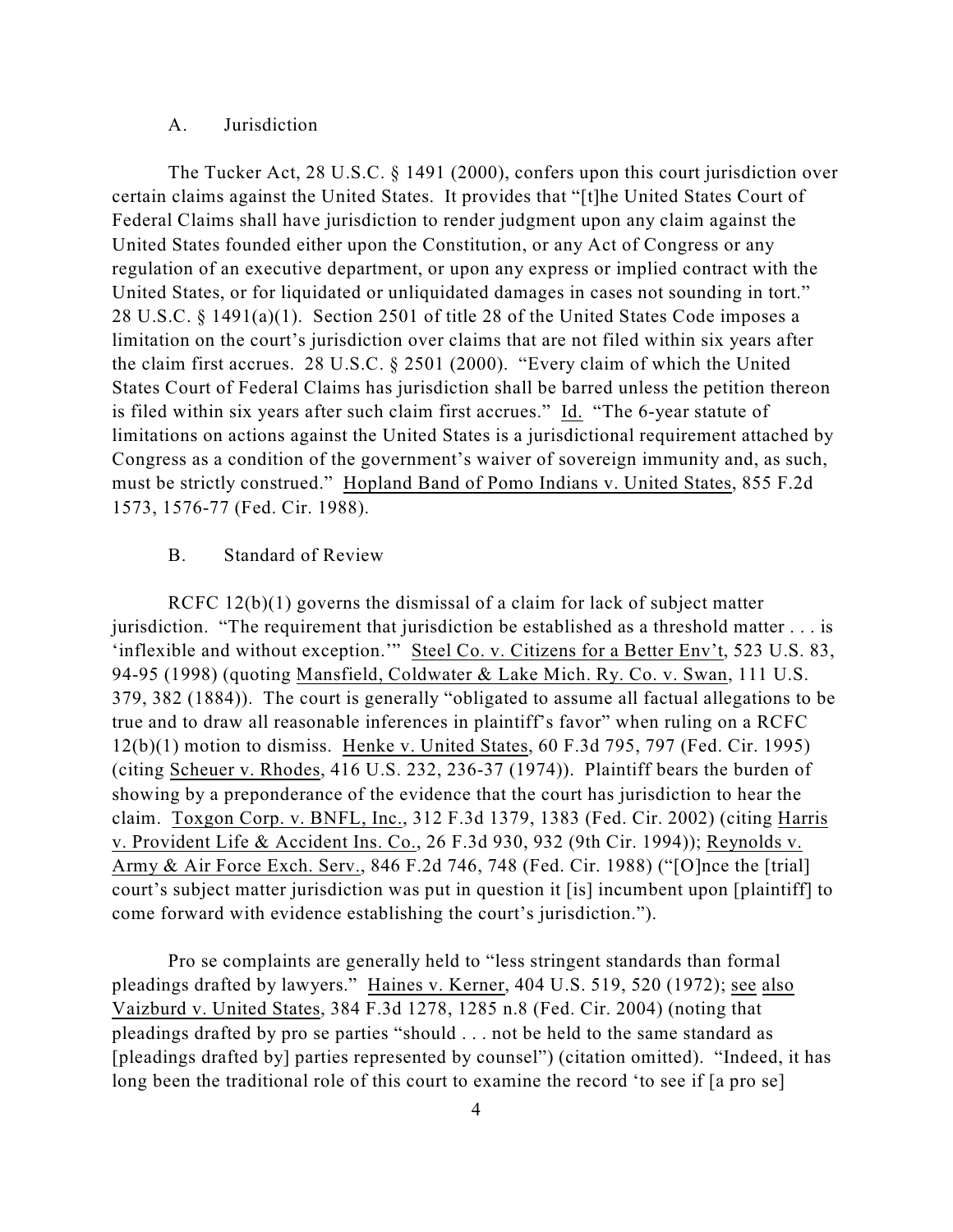### A. Jurisdiction

The Tucker Act, 28 U.S.C. § 1491 (2000), confers upon this court jurisdiction over certain claims against the United States. It provides that "[t]he United States Court of Federal Claims shall have jurisdiction to render judgment upon any claim against the United States founded either upon the Constitution, or any Act of Congress or any regulation of an executive department, or upon any express or implied contract with the United States, or for liquidated or unliquidated damages in cases not sounding in tort." 28 U.S.C. § 1491(a)(1). Section 2501 of title 28 of the United States Code imposes a limitation on the court's jurisdiction over claims that are not filed within six years after the claim first accrues. 28 U.S.C. § 2501 (2000). "Every claim of which the United States Court of Federal Claims has jurisdiction shall be barred unless the petition thereon is filed within six years after such claim first accrues." Id. "The 6-year statute of limitations on actions against the United States is a jurisdictional requirement attached by Congress as a condition of the government's waiver of sovereign immunity and, as such, must be strictly construed." Hopland Band of Pomo Indians v. United States, 855 F.2d 1573, 1576-77 (Fed. Cir. 1988).

### B. Standard of Review

RCFC 12(b)(1) governs the dismissal of a claim for lack of subject matter jurisdiction. "The requirement that jurisdiction be established as a threshold matter . . . is 'inflexible and without exception.'" Steel Co. v. Citizens for a Better Env't, 523 U.S. 83, 94-95 (1998) (quoting Mansfield, Coldwater & Lake Mich. Ry. Co. v. Swan, 111 U.S. 379, 382 (1884)). The court is generally "obligated to assume all factual allegations to be true and to draw all reasonable inferences in plaintiff's favor" when ruling on a RCFC 12(b)(1) motion to dismiss. Henke v. United States, 60 F.3d 795, 797 (Fed. Cir. 1995) (citing Scheuer v. Rhodes, 416 U.S. 232, 236-37 (1974)). Plaintiff bears the burden of showing by a preponderance of the evidence that the court has jurisdiction to hear the claim. Toxgon Corp. v. BNFL, Inc., 312 F.3d 1379, 1383 (Fed. Cir. 2002) (citing Harris v. Provident Life & Accident Ins. Co., 26 F.3d 930, 932 (9th Cir. 1994)); Reynolds v. Army & Air Force Exch. Serv., 846 F.2d 746, 748 (Fed. Cir. 1988) ("[O]nce the [trial] court's subject matter jurisdiction was put in question it [is] incumbent upon [plaintiff] to come forward with evidence establishing the court's jurisdiction.").

Pro se complaints are generally held to "less stringent standards than formal pleadings drafted by lawyers." Haines v. Kerner, 404 U.S. 519, 520 (1972); see also Vaizburd v. United States, 384 F.3d 1278, 1285 n.8 (Fed. Cir. 2004) (noting that pleadings drafted by pro se parties "should . . . not be held to the same standard as [pleadings drafted by] parties represented by counsel") (citation omitted). "Indeed, it has long been the traditional role of this court to examine the record 'to see if [a pro se]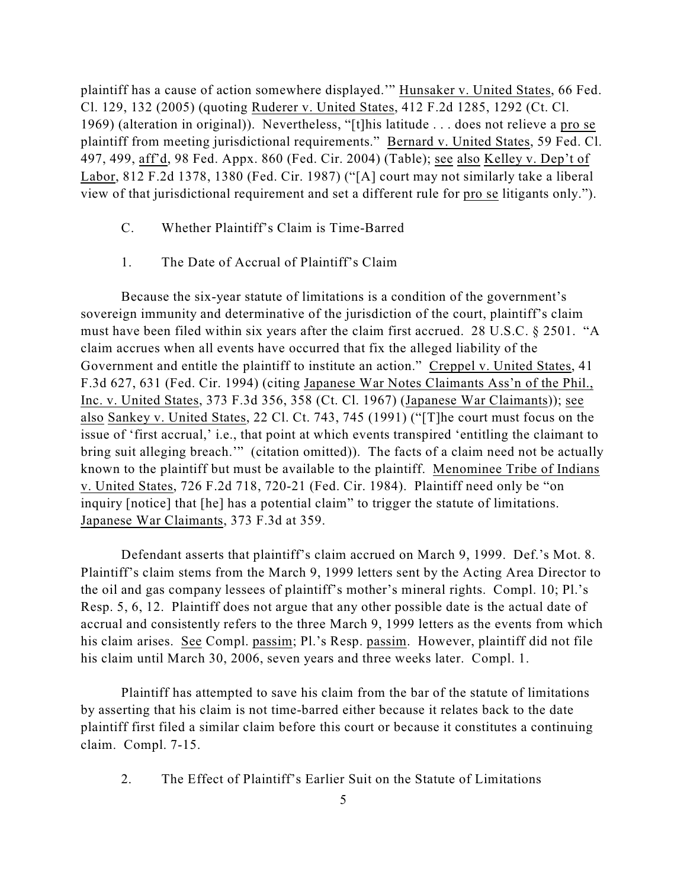plaintiff has a cause of action somewhere displayed.'" Hunsaker v. United States, 66 Fed. Cl. 129, 132 (2005) (quoting Ruderer v. United States, 412 F.2d 1285, 1292 (Ct. Cl. 1969) (alteration in original)). Nevertheless, "[t]his latitude . . . does not relieve a pro se plaintiff from meeting jurisdictional requirements." Bernard v. United States, 59 Fed. Cl. 497, 499, aff'd, 98 Fed. Appx. 860 (Fed. Cir. 2004) (Table); see also Kelley v. Dep't of Labor, 812 F.2d 1378, 1380 (Fed. Cir. 1987) ("[A] court may not similarly take a liberal view of that jurisdictional requirement and set a different rule for pro se litigants only.").

C. Whether Plaintiff's Claim is Time-Barred

1. The Date of Accrual of Plaintiff's Claim

Because the six-year statute of limitations is a condition of the government's sovereign immunity and determinative of the jurisdiction of the court, plaintiff's claim must have been filed within six years after the claim first accrued. 28 U.S.C. § 2501. "A claim accrues when all events have occurred that fix the alleged liability of the Government and entitle the plaintiff to institute an action." Creppel v. United States, 41 F.3d 627, 631 (Fed. Cir. 1994) (citing Japanese War Notes Claimants Ass'n of the Phil., Inc. v. United States, 373 F.3d 356, 358 (Ct. Cl. 1967) (Japanese War Claimants)); see also Sankey v. United States, 22 Cl. Ct. 743, 745 (1991) ("[T]he court must focus on the issue of 'first accrual,' i.e., that point at which events transpired 'entitling the claimant to bring suit alleging breach.'" (citation omitted)). The facts of a claim need not be actually known to the plaintiff but must be available to the plaintiff. Menominee Tribe of Indians v. United States, 726 F.2d 718, 720-21 (Fed. Cir. 1984). Plaintiff need only be "on inquiry [notice] that [he] has a potential claim" to trigger the statute of limitations. Japanese War Claimants, 373 F.3d at 359.

Defendant asserts that plaintiff's claim accrued on March 9, 1999. Def.'s Mot. 8. Plaintiff's claim stems from the March 9, 1999 letters sent by the Acting Area Director to the oil and gas company lessees of plaintiff's mother's mineral rights. Compl. 10; Pl.'s Resp. 5, 6, 12. Plaintiff does not argue that any other possible date is the actual date of accrual and consistently refers to the three March 9, 1999 letters as the events from which his claim arises. See Compl. passim; Pl.'s Resp. passim. However, plaintiff did not file his claim until March 30, 2006, seven years and three weeks later. Compl. 1.

Plaintiff has attempted to save his claim from the bar of the statute of limitations by asserting that his claim is not time-barred either because it relates back to the date plaintiff first filed a similar claim before this court or because it constitutes a continuing claim. Compl. 7-15.

2. The Effect of Plaintiff's Earlier Suit on the Statute of Limitations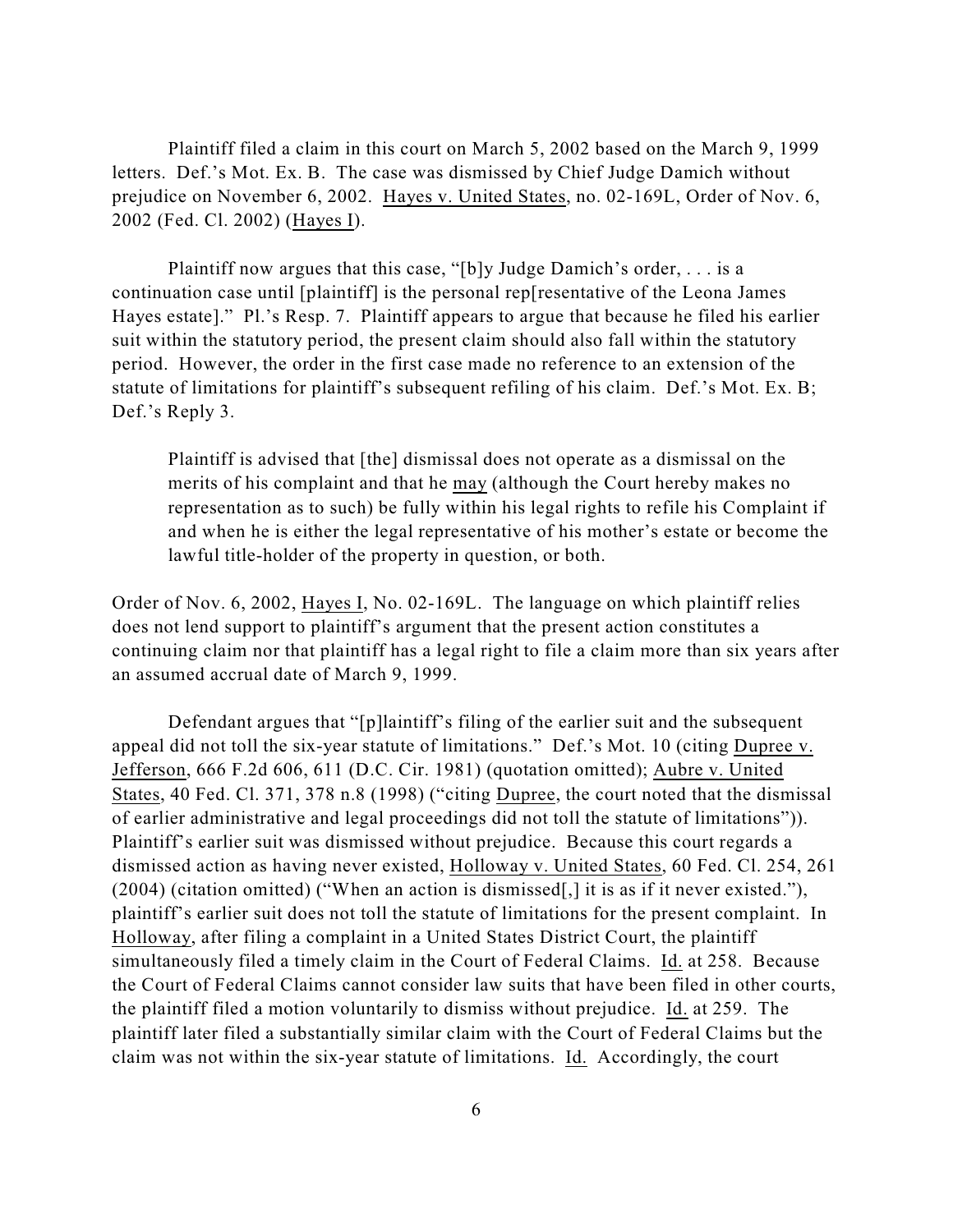Plaintiff filed a claim in this court on March 5, 2002 based on the March 9, 1999 letters. Def.'s Mot. Ex. B. The case was dismissed by Chief Judge Damich without prejudice on November 6, 2002. Hayes v. United States, no. 02-169L, Order of Nov. 6, 2002 (Fed. Cl. 2002) (Hayes I).

Plaintiff now argues that this case, "[b]y Judge Damich's order, . . . is a continuation case until [plaintiff] is the personal rep[resentative of the Leona James Hayes estate]." Pl.'s Resp. 7. Plaintiff appears to argue that because he filed his earlier suit within the statutory period, the present claim should also fall within the statutory period. However, the order in the first case made no reference to an extension of the statute of limitations for plaintiff's subsequent refiling of his claim. Def.'s Mot. Ex. B; Def.'s Reply 3.

> Plaintiff is advised that [the] dismissal does not operate as a dismissal on the merits of his complaint and that he may (although the Court hereby makes no representation as to such) be fully within his legal rights to refile his Complaint if and when he is either the legal representative of his mother's estate or become the lawful title-holder of the property in question, or both.

Order of Nov. 6, 2002, Hayes I, No. 02-169L. The language on which plaintiff relies does not lend support to plaintiff's argument that the present action constitutes a continuing claim nor that plaintiff has a legal right to file a claim more than six years after an assumed accrual date of March 9, 1999.

Defendant argues that "[p]laintiff's filing of the earlier suit and the subsequent appeal did not toll the six-year statute of limitations." Def.'s Mot. 10 (citing Dupree v. Jefferson, 666 F.2d 606, 611 (D.C. Cir. 1981) (quotation omitted); Aubre v. United States, 40 Fed. Cl. 371, 378 n.8 (1998) ("citing Dupree, the court noted that the dismissal of earlier administrative and legal proceedings did not toll the statute of limitations")). Plaintiff's earlier suit was dismissed without prejudice. Because this court regards a dismissed action as having never existed, Holloway v. United States, 60 Fed. Cl. 254, 261 (2004) (citation omitted) ("When an action is dismissed[,] it is as if it never existed."), plaintiff's earlier suit does not toll the statute of limitations for the present complaint. In Holloway, after filing a complaint in a United States District Court, the plaintiff simultaneously filed a timely claim in the Court of Federal Claims. Id. at 258. Because the Court of Federal Claims cannot consider law suits that have been filed in other courts, the plaintiff filed a motion voluntarily to dismiss without prejudice. Id. at 259. The plaintiff later filed a substantially similar claim with the Court of Federal Claims but the claim was not within the six-year statute of limitations. Id. Accordingly, the court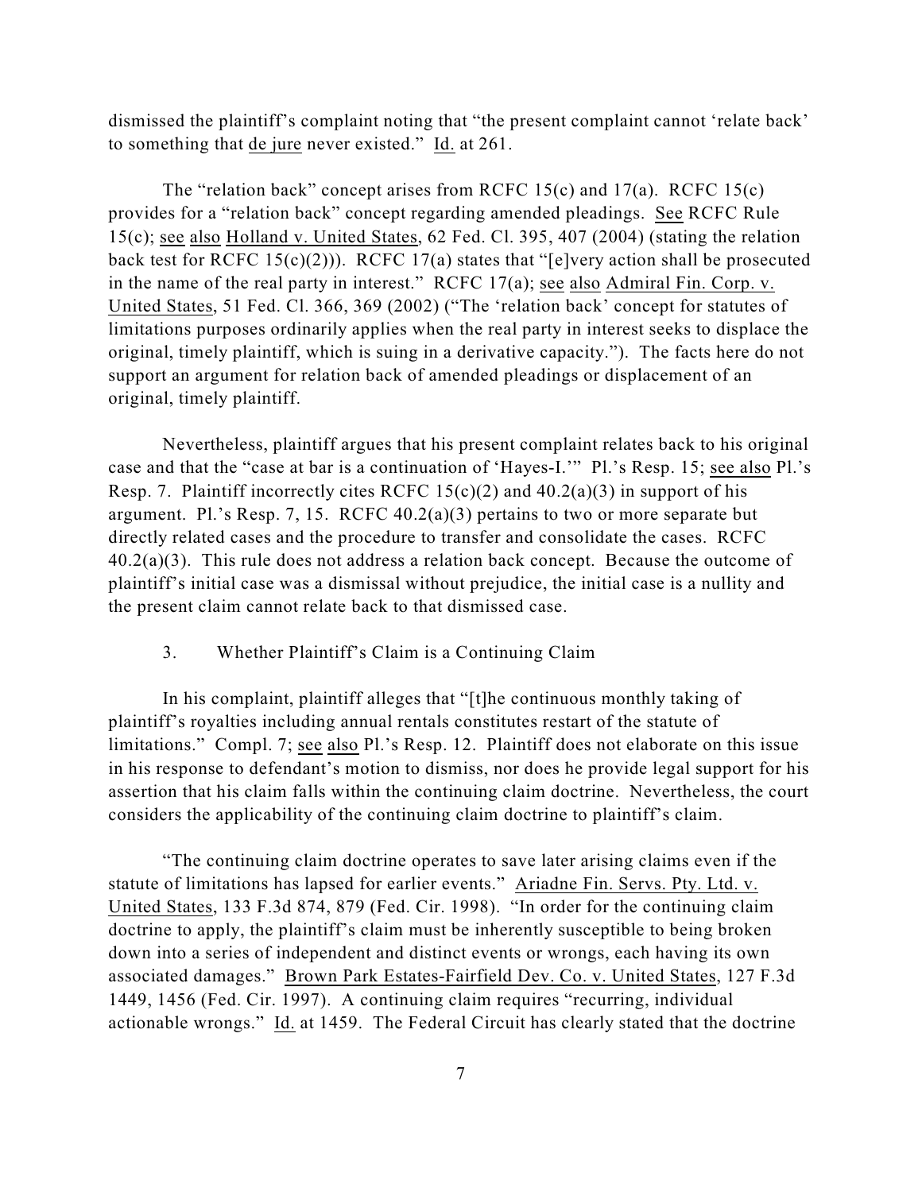dismissed the plaintiff's complaint noting that "the present complaint cannot 'relate back' to something that de jure never existed." Id. at 261.

The "relation back" concept arises from RCFC 15(c) and 17(a). RCFC 15(c) provides for a "relation back" concept regarding amended pleadings. See RCFC Rule 15(c); see also Holland v. United States, 62 Fed. Cl. 395, 407 (2004) (stating the relation back test for RCFC 15(c)(2))). RCFC 17(a) states that "[e]very action shall be prosecuted in the name of the real party in interest." RCFC 17(a); see also Admiral Fin. Corp. v. United States, 51 Fed. Cl. 366, 369 (2002) ("The 'relation back' concept for statutes of limitations purposes ordinarily applies when the real party in interest seeks to displace the original, timely plaintiff, which is suing in a derivative capacity."). The facts here do not support an argument for relation back of amended pleadings or displacement of an original, timely plaintiff.

Nevertheless, plaintiff argues that his present complaint relates back to his original case and that the "case at bar is a continuation of 'Hayes-I.'" Pl.'s Resp. 15; see also Pl.'s Resp. 7. Plaintiff incorrectly cites RCFC 15(c)(2) and 40.2(a)(3) in support of his argument. Pl.'s Resp. 7, 15. RCFC 40.2(a)(3) pertains to two or more separate but directly related cases and the procedure to transfer and consolidate the cases. RCFC 40.2(a)(3). This rule does not address a relation back concept. Because the outcome of plaintiff's initial case was a dismissal without prejudice, the initial case is a nullity and the present claim cannot relate back to that dismissed case.

### 3. Whether Plaintiff's Claim is a Continuing Claim

In his complaint, plaintiff alleges that "[t]he continuous monthly taking of plaintiff's royalties including annual rentals constitutes restart of the statute of limitations." Compl. 7; see also Pl.'s Resp. 12. Plaintiff does not elaborate on this issue in his response to defendant's motion to dismiss, nor does he provide legal support for his assertion that his claim falls within the continuing claim doctrine. Nevertheless, the court considers the applicability of the continuing claim doctrine to plaintiff's claim.

"The continuing claim doctrine operates to save later arising claims even if the statute of limitations has lapsed for earlier events." Ariadne Fin. Servs. Pty. Ltd. v. United States, 133 F.3d 874, 879 (Fed. Cir. 1998). "In order for the continuing claim doctrine to apply, the plaintiff's claim must be inherently susceptible to being broken down into a series of independent and distinct events or wrongs, each having its own associated damages." Brown Park Estates-Fairfield Dev. Co. v. United States, 127 F.3d 1449, 1456 (Fed. Cir. 1997). A continuing claim requires "recurring, individual actionable wrongs." Id. at 1459. The Federal Circuit has clearly stated that the doctrine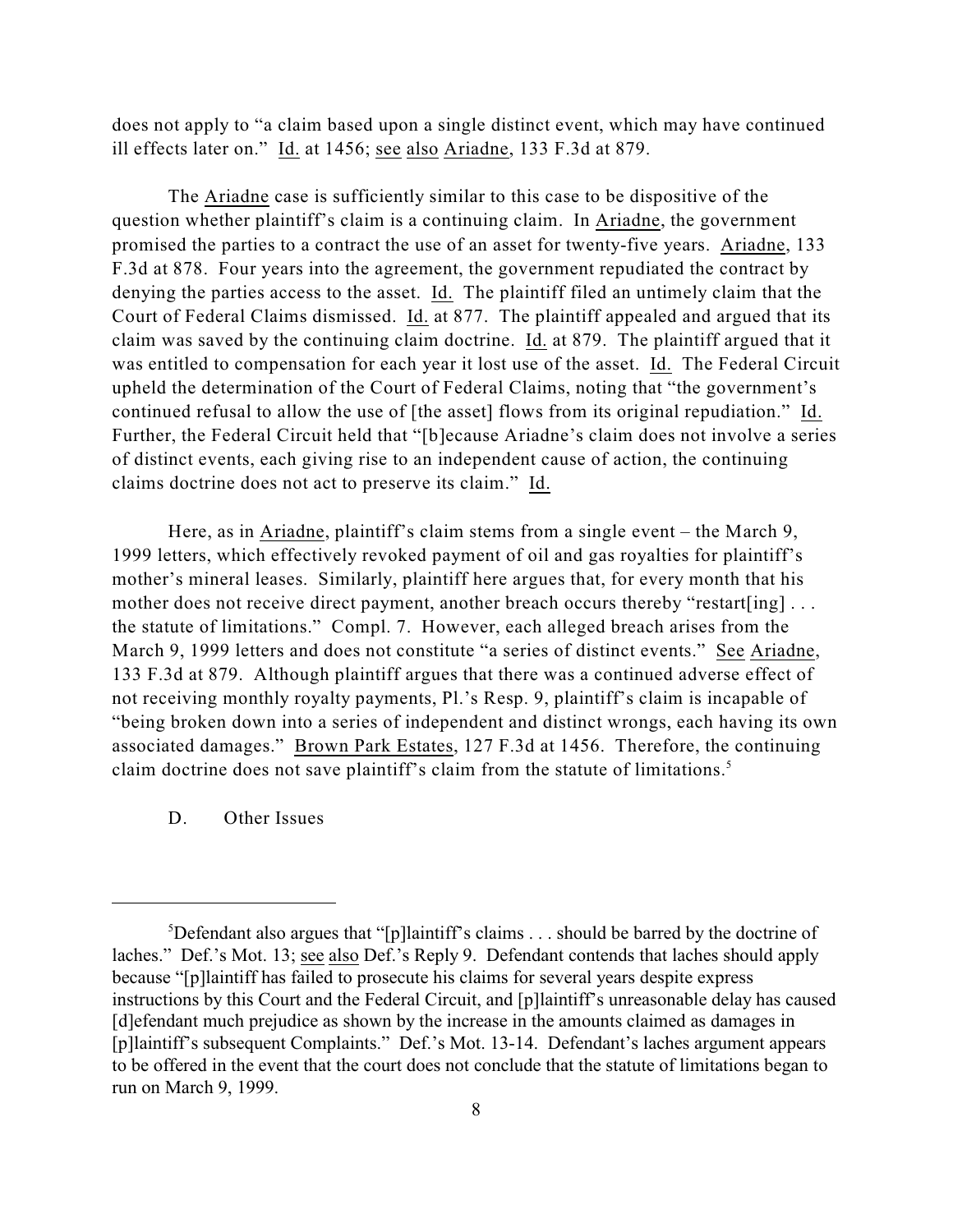does not apply to "a claim based upon a single distinct event, which may have continued ill effects later on." Id. at 1456; see also Ariadne, 133 F.3d at 879.

The Ariadne case is sufficiently similar to this case to be dispositive of the question whether plaintiff's claim is a continuing claim. In Ariadne, the government promised the parties to a contract the use of an asset for twenty-five years. Ariadne, 133 F.3d at 878. Four years into the agreement, the government repudiated the contract by denying the parties access to the asset. Id. The plaintiff filed an untimely claim that the Court of Federal Claims dismissed. Id. at 877. The plaintiff appealed and argued that its claim was saved by the continuing claim doctrine. Id. at 879. The plaintiff argued that it was entitled to compensation for each year it lost use of the asset. Id. The Federal Circuit upheld the determination of the Court of Federal Claims, noting that "the government's continued refusal to allow the use of [the asset] flows from its original repudiation." Id. Further, the Federal Circuit held that "[b]ecause Ariadne's claim does not involve a series of distinct events, each giving rise to an independent cause of action, the continuing claims doctrine does not act to preserve its claim." Id.

Here, as in Ariadne, plaintiff's claim stems from a single event – the March 9, 1999 letters, which effectively revoked payment of oil and gas royalties for plaintiff's mother's mineral leases. Similarly, plaintiff here argues that, for every month that his mother does not receive direct payment, another breach occurs thereby "restart[ing] . . . the statute of limitations." Compl. 7. However, each alleged breach arises from the March 9, 1999 letters and does not constitute "a series of distinct events." See Ariadne, 133 F.3d at 879. Although plaintiff argues that there was a continued adverse effect of not receiving monthly royalty payments, Pl.'s Resp. 9, plaintiff's claim is incapable of "being broken down into a series of independent and distinct wrongs, each having its own associated damages." Brown Park Estates, 127 F.3d at 1456. Therefore, the continuing claim doctrine does not save plaintiff's claim from the statute of limitations.[5]

D. Other Issues

---

[5]Defendant also argues that "[p]laintiff's claims . . . should be barred by the doctrine of laches." Def.'s Mot. 13; see also Def.'s Reply 9. Defendant contends that laches should apply because "[p]laintiff has failed to prosecute his claims for several years despite express instructions by this Court and the Federal Circuit, and [p]laintiff's unreasonable delay has caused [d]efendant much prejudice as shown by the increase in the amounts claimed as damages in [p]laintiff's subsequent Complaints." Def.'s Mot. 13-14. Defendant's laches argument appears to be offered in the event that the court does not conclude that the statute of limitations began to run on March 9, 1999.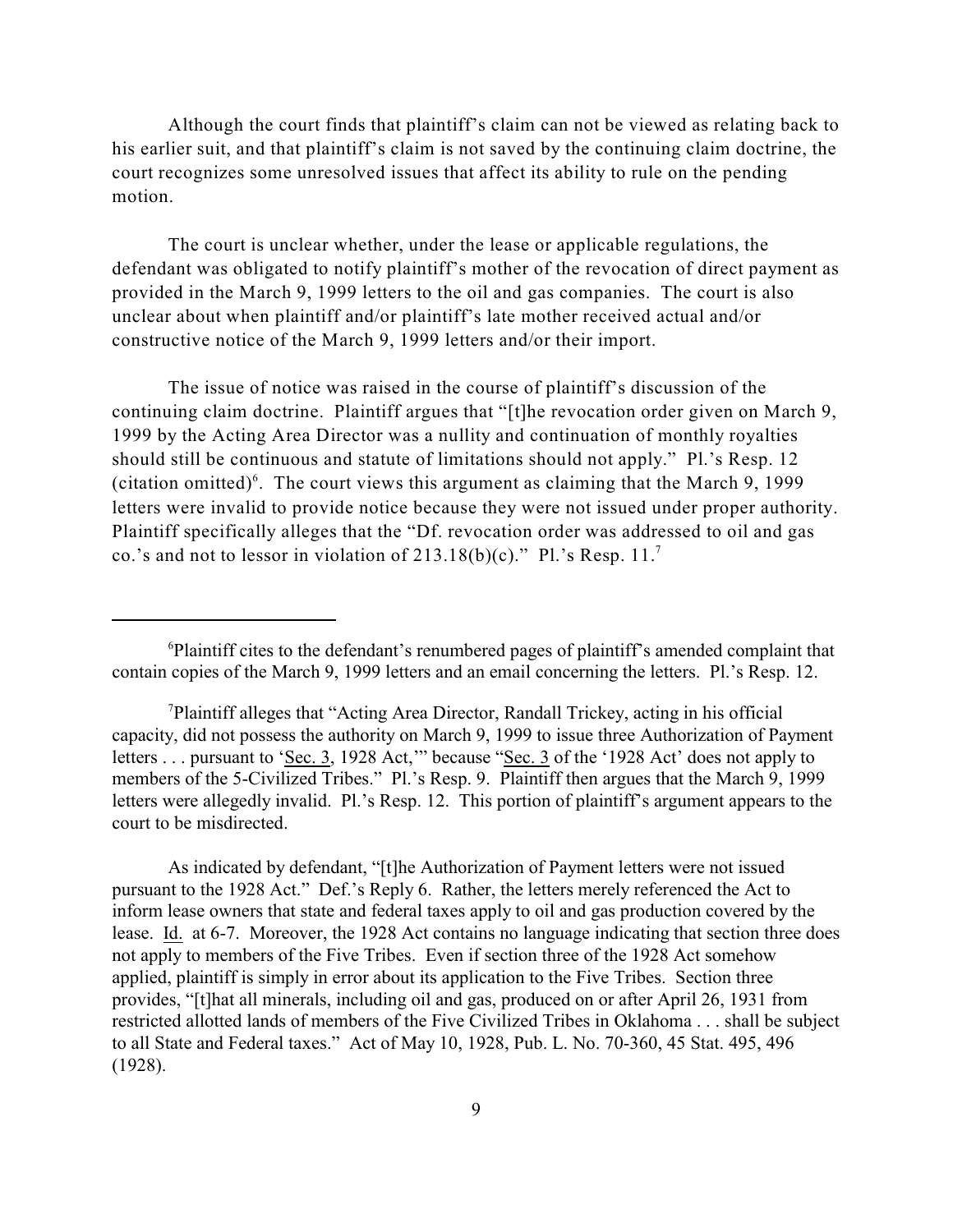Although the court finds that plaintiff's claim can not be viewed as relating back to his earlier suit, and that plaintiff's claim is not saved by the continuing claim doctrine, the court recognizes some unresolved issues that affect its ability to rule on the pending motion.

The court is unclear whether, under the lease or applicable regulations, the defendant was obligated to notify plaintiff's mother of the revocation of direct payment as provided in the March 9, 1999 letters to the oil and gas companies. The court is also unclear about when plaintiff and/or plaintiff's late mother received actual and/or constructive notice of the March 9, 1999 letters and/or their import.

The issue of notice was raised in the course of plaintiff's discussion of the continuing claim doctrine. Plaintiff argues that "[t]he revocation order given on March 9, 1999 by the Acting Area Director was a nullity and continuation of monthly royalties should still be continuous and statute of limitations should not apply." Pl.'s Resp. 12 (citation omitted)[6]. The court views this argument as claiming that the March 9, 1999 letters were invalid to provide notice because they were not issued under proper authority. Plaintiff specifically alleges that the "Df. revocation order was addressed to oil and gas co.'s and not to lessor in violation of 213.18(b)(c)." Pl.'s Resp. 11.[7]

---

[6]Plaintiff cites to the defendant's renumbered pages of plaintiff's amended complaint that contain copies of the March 9, 1999 letters and an email concerning the letters. Pl.'s Resp. 12.

[7]Plaintiff alleges that "Acting Area Director, Randall Trickey, acting in his official capacity, did not possess the authority on March 9, 1999 to issue three Authorization of Payment letters . . . pursuant to 'Sec. 3, 1928 Act,'" because "Sec. 3 of the '1928 Act' does not apply to members of the 5-Civilized Tribes." Pl.'s Resp. 9. Plaintiff then argues that the March 9, 1999 letters were allegedly invalid. Pl.'s Resp. 12. This portion of plaintiff's argument appears to the court to be misdirected.

As indicated by defendant, "[t]he Authorization of Payment letters were not issued pursuant to the 1928 Act." Def.'s Reply 6. Rather, the letters merely referenced the Act to inform lease owners that state and federal taxes apply to oil and gas production covered by the lease. Id. at 6-7. Moreover, the 1928 Act contains no language indicating that section three does not apply to members of the Five Tribes. Even if section three of the 1928 Act somehow applied, plaintiff is simply in error about its application to the Five Tribes. Section three provides, "[t]hat all minerals, including oil and gas, produced on or after April 26, 1931 from restricted allotted lands of members of the Five Civilized Tribes in Oklahoma . . . shall be subject to all State and Federal taxes." Act of May 10, 1928, Pub. L. No. 70-360, 45 Stat. 495, 496 (1928).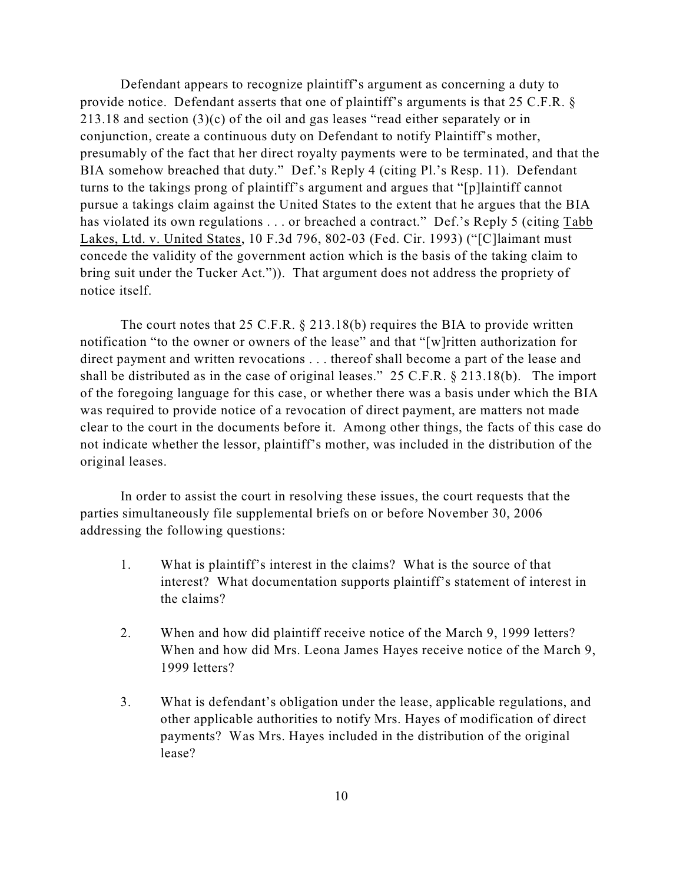Defendant appears to recognize plaintiff's argument as concerning a duty to provide notice. Defendant asserts that one of plaintiff's arguments is that 25 C.F.R. § 213.18 and section (3)(c) of the oil and gas leases "read either separately or in conjunction, create a continuous duty on Defendant to notify Plaintiff's mother, presumably of the fact that her direct royalty payments were to be terminated, and that the BIA somehow breached that duty." Def.'s Reply 4 (citing Pl.'s Resp. 11). Defendant turns to the takings prong of plaintiff's argument and argues that "[p]laintiff cannot pursue a takings claim against the United States to the extent that he argues that the BIA has violated its own regulations . . . or breached a contract." Def.'s Reply 5 (citing Tabb Lakes, Ltd. v. United States, 10 F.3d 796, 802-03 (Fed. Cir. 1993) ("[C]laimant must concede the validity of the government action which is the basis of the taking claim to bring suit under the Tucker Act.")). That argument does not address the propriety of notice itself.

The court notes that 25 C.F.R. § 213.18(b) requires the BIA to provide written notification "to the owner or owners of the lease" and that "[w]ritten authorization for direct payment and written revocations . . . thereof shall become a part of the lease and shall be distributed as in the case of original leases." 25 C.F.R. § 213.18(b). The import of the foregoing language for this case, or whether there was a basis under which the BIA was required to provide notice of a revocation of direct payment, are matters not made clear to the court in the documents before it. Among other things, the facts of this case do not indicate whether the lessor, plaintiff's mother, was included in the distribution of the original leases.

In order to assist the court in resolving these issues, the court requests that the parties simultaneously file supplemental briefs on or before November 30, 2006 addressing the following questions:

1. What is plaintiff's interest in the claims? What is the source of that interest? What documentation supports plaintiff's statement of interest in the claims?

2. When and how did plaintiff receive notice of the March 9, 1999 letters? When and how did Mrs. Leona James Hayes receive notice of the March 9, 1999 letters?

3. What is defendant's obligation under the lease, applicable regulations, and other applicable authorities to notify Mrs. Hayes of modification of direct payments? Was Mrs. Hayes included in the distribution of the original lease?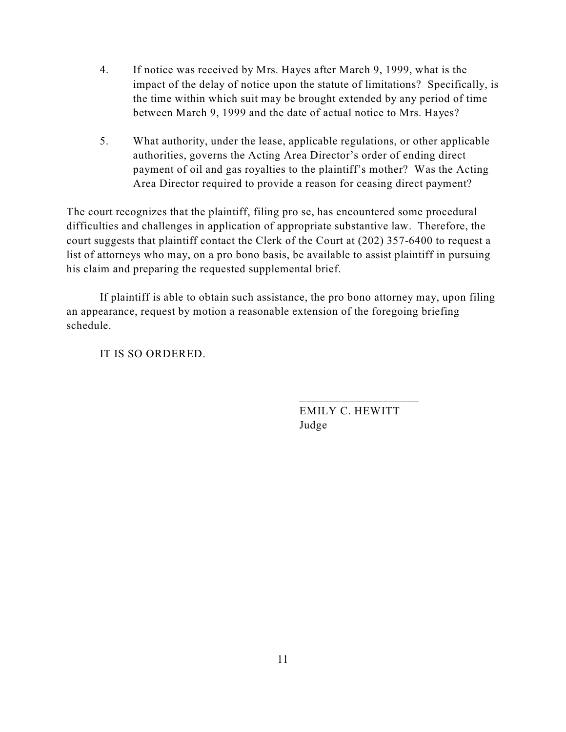4. If notice was received by Mrs. Hayes after March 9, 1999, what is the impact of the delay of notice upon the statute of limitations? Specifically, is the time within which suit may be brought extended by any period of time between March 9, 1999 and the date of actual notice to Mrs. Hayes?

5. What authority, under the lease, applicable regulations, or other applicable authorities, governs the Acting Area Director's order of ending direct payment of oil and gas royalties to the plaintiff's mother? Was the Acting Area Director required to provide a reason for ceasing direct payment?

The court recognizes that the plaintiff, filing pro se, has encountered some procedural difficulties and challenges in application of appropriate substantive law. Therefore, the court suggests that plaintiff contact the Clerk of the Court at (202) 357-6400 to request a list of attorneys who may, on a pro bono basis, be available to assist plaintiff in pursuing his claim and preparing the requested supplemental brief.

If plaintiff is able to obtain such assistance, the pro bono attorney may, upon filing an appearance, request by motion a reasonable extension of the foregoing briefing schedule.

IT IS SO ORDERED.

EMILY C. HEWITT
Judge